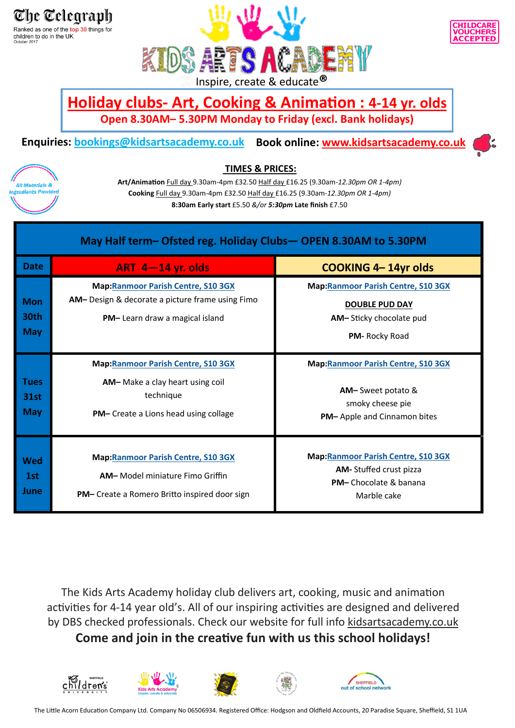**The Telegraph**
Ranked as one of the top 30 things for children to do in the UK
October 2017

# KIDS ARTS ACADEMY

Inspire, create & educate®

CHILDCARE VOUCHERS ACCEPTED

## Holiday clubs- Art, Cooking & Animation : 4-14 yr. olds

**Open 8.30AM– 5.30PM Monday to Friday (excl. Bank holidays)**

**Enquiries:** bookings@kidsartsacademy.co.uk **Book online:** www.kidsartsacademy.co.uk

All Materials & Ingredients Provided

### TIMES & PRICES:

**Art/Animation** Full day 9.30am-4pm £32.50 Half day £16.25 (9.30am-*12.30pm OR 1-4pm)*

**Cooking** Full day 9.30am-4pm £32.50 Half day £16.25 (9.30am-*12.30pm OR 1-4pm)*

**8:30am Early start** £5.50 *&/or* ***5:30pm*** **Late finish** £7.50

**May Half term– Ofsted reg. Holiday Clubs— OPEN 8.30AM to 5.30PM**

| Date | ART 4—14 yr. olds | COOKING 4– 14yr olds |
|---|---|---|
| Mon 30th May | **Map:** Ranmoor Parish Centre, S10 3GX<br>**AM–** Design & decorate a picture frame using Fimo<br>**PM–** Learn draw a magical island | **Map:** Ranmoor Parish Centre, S10 3GX<br>**DOUBLE PUD DAY**<br>**AM–** Sticky chocolate pud<br>**PM-** Rocky Road |
| Tues 31st May | **Map:** Ranmoor Parish Centre, S10 3GX<br>**AM–** Make a clay heart using coil technique<br>**PM–** Create a Lions head using collage | **Map:** Ranmoor Parish Centre, S10 3GX<br>**AM–** Sweet potato & smoky cheese pie<br>**PM–** Apple and Cinnamon bites |
| Wed 1st June | **Map:** Ranmoor Parish Centre, S10 3GX<br>**AM–** Model miniature Fimo Griffin<br>**PM–** Create a Romero Britto inspired door sign | **Map:** Ranmoor Parish Centre, S10 3GX<br>**AM-** Stuffed crust pizza<br>**PM–** Chocolate & banana Marble cake |

The Kids Arts Academy holiday club delivers art, cooking, music and animation activities for 4-14 year old's. All of our inspiring activities are designed and delivered by DBS checked professionals. Check our website for full info kidsartsacademy.co.uk

**Come and join in the creative fun with us this school holidays!**

The Little Acorn Education Company Ltd. Company No 06506934. Registered Office: Hodgson and Oldfield Accounts, 20 Paradise Square, Sheffield, S1 1UA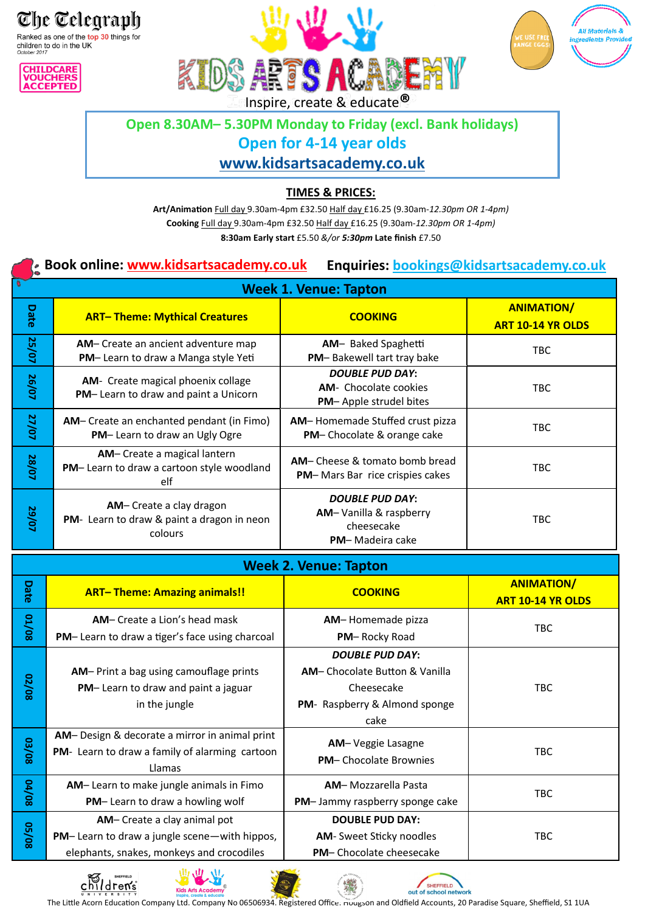The Telegraph
Ranked as one of the top 30 things for children to do in the UK
October 2017

CHILDCARE VOUCHERS ACCEPTED

WE USE FREE RANGE EGGS!

All Materials & Ingredients Provided

# KIDS ARTS ACADEMY

Inspire, create & educate®

**Open 8.30AM– 5.30PM Monday to Friday (excl. Bank holidays)**

**Open for 4-14 year olds**

**www.kidsartsacademy.co.uk**

## TIMES & PRICES:

**Art/Animation** Full day 9.30am-4pm £32.50 Half day £16.25 (9.30am-*12.30pm OR 1-4pm)*

**Cooking** Full day 9.30am-4pm £32.50 Half day £16.25 (9.30am-*12.30pm OR 1-4pm)*

**8:30am Early start** £5.50 *&/or* ***5:30pm*** **Late finish** £7.50

**Book online: www.kidsartsacademy.co.uk** **Enquiries: bookings@kidsartsacademy.co.uk**

| Week 1. Venue: Tapton | | | |
|---|---|---|---|
| **Date** | **ART– Theme: Mythical Creatures** | **COOKING** | **ANIMATION/ ART 10-14 YR OLDS** |
| **25/07** | **AM**– Create an ancient adventure map<br>**PM**– Learn to draw a Manga style Yeti | **AM**– Baked Spaghetti<br>**PM**– Bakewell tart tray bake | TBC |
| **26/07** | **AM**- Create magical phoenix collage<br>**PM**– Learn to draw and paint a Unicorn | ***DOUBLE PUD DAY*****:**<br>**AM**- Chocolate cookies<br>**PM**– Apple strudel bites | TBC |
| **27/07** | **AM**– Create an enchanted pendant (in Fimo)<br>**PM**– Learn to draw an Ugly Ogre | **AM**– Homemade Stuffed crust pizza<br>**PM**– Chocolate & orange cake | TBC |
| **28/07** | **AM**– Create a magical lantern<br>**PM**– Learn to draw a cartoon style woodland elf | **AM**– Cheese & tomato bomb bread<br>**PM**– Mars Bar rice crispies cakes | TBC |
| **29/07** | **AM**– Create a clay dragon<br>**PM**- Learn to draw & paint a dragon in neon colours | ***DOUBLE PUD DAY*****:**<br>**AM**– Vanilla & raspberry cheesecake<br>**PM**– Madeira cake | TBC |

| Week 2. Venue: Tapton | | | |
|---|---|---|---|
| **Date** | **ART– Theme: Amazing animals!!** | **COOKING** | **ANIMATION/ ART 10-14 YR OLDS** |
| **01/08** | **AM**– Create a Lion's head mask<br>**PM**– Learn to draw a tiger's face using charcoal | **AM**– Homemade pizza<br>**PM**– Rocky Road | TBC |
| **02/08** | **AM**– Print a bag using camouflage prints<br>**PM**– Learn to draw and paint a jaguar in the jungle | ***DOUBLE PUD DAY*****:**<br>**AM**– Chocolate Button & Vanilla Cheesecake<br>**PM**- Raspberry & Almond sponge cake | TBC |
| **03/08** | **AM**– Design & decorate a mirror in animal print<br>**PM**- Learn to draw a family of alarming cartoon Llamas | **AM**– Veggie Lasagne<br>**PM**– Chocolate Brownies | TBC |
| **04/08** | **AM**– Learn to make jungle animals in Fimo<br>**PM**– Learn to draw a howling wolf | **AM**– Mozzarella Pasta<br>**PM**– Jammy raspberry sponge cake | TBC |
| **05/08** | **AM**– Create a clay animal pot<br>**PM**– Learn to draw a jungle scene—with hippos, elephants, snakes, monkeys and crocodiles | **DOUBLE PUD DAY:**<br>**AM**- Sweet Sticky noodles<br>**PM**– Chocolate cheesecake | TBC |

Sheffield Children's University · Kids Arts Academy · Sheffield out of school network

The Little Acorn Education Company Ltd. Company No 06506934. Registered Office: Hodgson and Oldfield Accounts, 20 Paradise Square, Sheffield, S1 1UA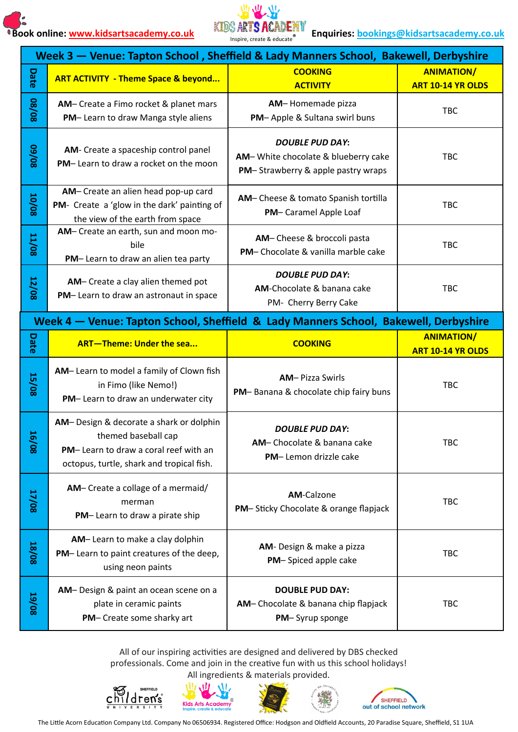Book online: www.kidsartsacademy.co.uk

Enquiries: bookings@kidsartsacademy.co.uk

## Week 3 — Venue: Tapton School , Sheffield & Lady Manners School, Bakewell, Derbyshire

| Date | ART ACTIVITY - Theme Space & beyond... | COOKING ACTIVITY | ANIMATION/ ART 10-14 YR OLDS |
|---|---|---|---|
| 08/08 | **AM**– Create a Fimo rocket & planet mars<br>**PM**– Learn to draw Manga style aliens | **AM**– Homemade pizza<br>**PM**– Apple & Sultana swirl buns | TBC |
| 09/08 | **AM**- Create a spaceship control panel<br>**PM**– Learn to draw a rocket on the moon | ***DOUBLE PUD DAY*:**<br>**AM**– White chocolate & blueberry cake<br>**PM**– Strawberry & apple pastry wraps | TBC |
| 10/08 | **AM**– Create an alien head pop-up card<br>**PM**- Create a 'glow in the dark' painting of the view of the earth from space | **AM**– Cheese & tomato Spanish tortilla<br>**PM**– Caramel Apple Loaf | TBC |
| 11/08 | **AM**– Create an earth, sun and moon mobile<br>**PM**– Learn to draw an alien tea party | **AM**– Cheese & broccoli pasta<br>**PM**– Chocolate & vanilla marble cake | TBC |
| 12/08 | **AM**– Create a clay alien themed pot<br>**PM**– Learn to draw an astronaut in space | ***DOUBLE PUD DAY*:**<br>**AM**-Chocolate & banana cake<br>PM- Cherry Berry Cake | TBC |

## Week 4 — Venue: Tapton School, Sheffield & Lady Manners School, Bakewell, Derbyshire

| Date | ART—Theme: Under the sea... | COOKING | ANIMATION/ ART 10-14 YR OLDS |
|---|---|---|---|
| 15/08 | **AM**– Learn to model a family of Clown fish in Fimo (like Nemo!)<br>**PM**– Learn to draw an underwater city | **AM**– Pizza Swirls<br>**PM**– Banana & chocolate chip fairy buns | TBC |
| 16/08 | **AM**– Design & decorate a shark or dolphin themed baseball cap<br>**PM**– Learn to draw a coral reef with an octopus, turtle, shark and tropical fish. | ***DOUBLE PUD DAY*:**<br>**AM**– Chocolate & banana cake<br>**PM**– Lemon drizzle cake | TBC |
| 17/08 | **AM**– Create a collage of a mermaid/ merman<br>**PM**– Learn to draw a pirate ship | **AM**-Calzone<br>**PM**– Sticky Chocolate & orange flapjack | TBC |
| 18/08 | **AM**– Learn to make a clay dolphin<br>**PM**– Learn to paint creatures of the deep, using neon paints | **AM**- Design & make a pizza<br>**PM**– Spiced apple cake | TBC |
| 19/08 | **AM**– Design & paint an ocean scene on a plate in ceramic paints<br>**PM**– Create some sharky art | **DOUBLE PUD DAY:**<br>**AM**– Chocolate & banana chip flapjack<br>**PM**– Syrup sponge | TBC |

All of our inspiring activities are designed and delivered by DBS checked professionals. Come and join in the creative fun with us this school holidays! All ingredients & materials provided.

The Little Acorn Education Company Ltd. Company No 06506934. Registered Office: Hodgson and Oldfield Accounts, 20 Paradise Square, Sheffield, S1 1UA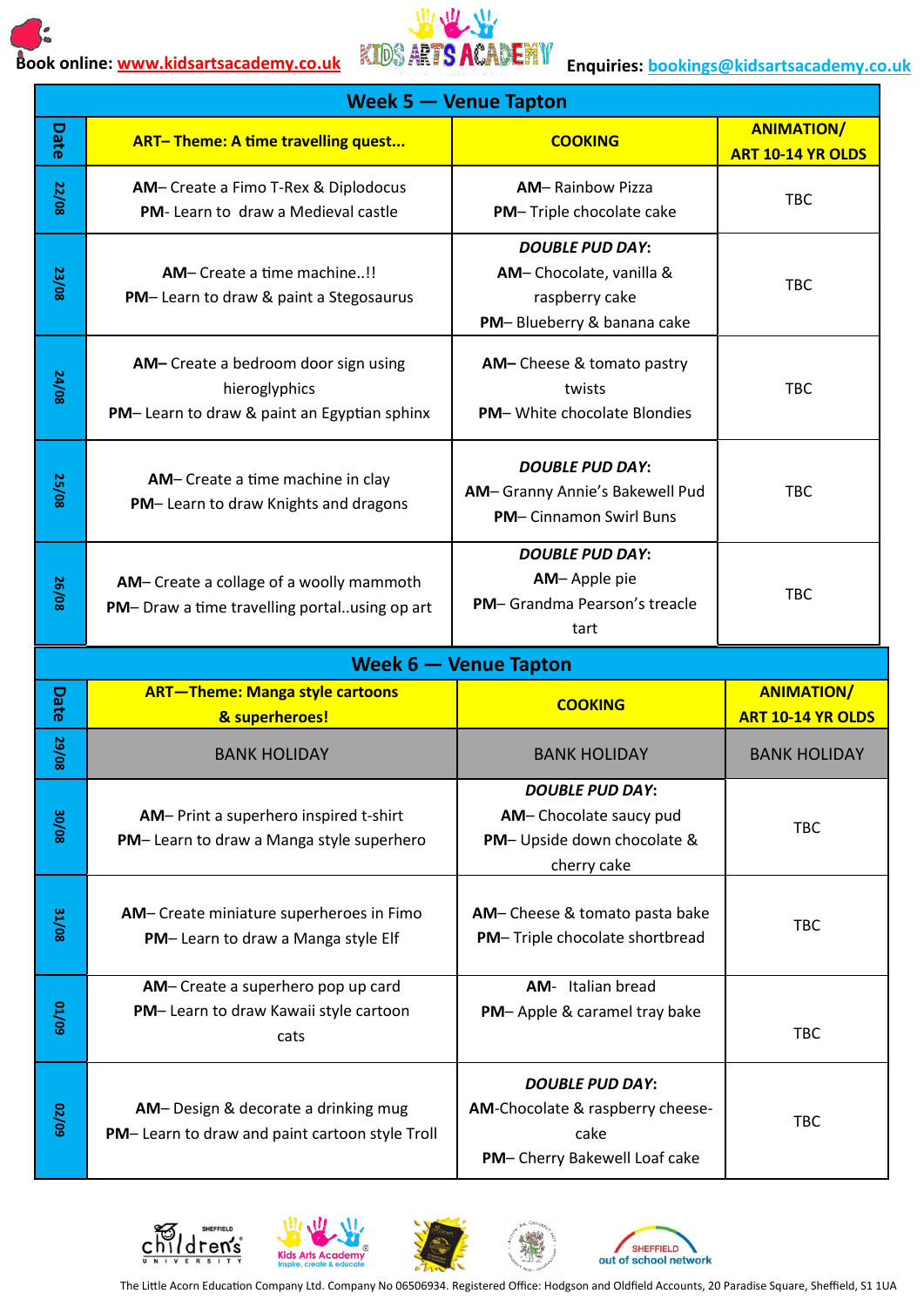Book online: www.kidsartsacademy.co.uk

KIDS ARTS ACADEMY

Enquiries: bookings@kidsartsacademy.co.uk

## Week 5 — Venue Tapton

| Date | ART– Theme: A time travelling quest... | COOKING | ANIMATION/ ART 10-14 YR OLDS |
|---|---|---|---|
| 22/08 | **AM**– Create a Fimo T-Rex & Diplodocus<br>**PM**- Learn to draw a Medieval castle | **AM**– Rainbow Pizza<br>**PM**– Triple chocolate cake | TBC |
| 23/08 | **AM**– Create a time machine..!!<br>**PM**– Learn to draw & paint a Stegosaurus | ***DOUBLE PUD DAY***:<br>**AM**– Chocolate, vanilla & raspberry cake<br>**PM**– Blueberry & banana cake | TBC |
| 24/08 | **AM**– Create a bedroom door sign using hieroglyphics<br>**PM**– Learn to draw & paint an Egyptian sphinx | **AM**– Cheese & tomato pastry twists<br>**PM**– White chocolate Blondies | TBC |
| 25/08 | **AM**– Create a time machine in clay<br>**PM**– Learn to draw Knights and dragons | ***DOUBLE PUD DAY***:<br>**AM**– Granny Annie's Bakewell Pud<br>**PM**– Cinnamon Swirl Buns | TBC |
| 26/08 | **AM**– Create a collage of a woolly mammoth<br>**PM**– Draw a time travelling portal..using op art | ***DOUBLE PUD DAY***:<br>**AM**– Apple pie<br>**PM**– Grandma Pearson's treacle tart | TBC |

## Week 6 — Venue Tapton

| Date | ART—Theme: Manga style cartoons & superheroes! | COOKING | ANIMATION/ ART 10-14 YR OLDS |
|---|---|---|---|
| 29/08 | BANK HOLIDAY | BANK HOLIDAY | BANK HOLIDAY |
| 30/08 | **AM**– Print a superhero inspired t-shirt<br>**PM**– Learn to draw a Manga style superhero | ***DOUBLE PUD DAY***:<br>**AM**– Chocolate saucy pud<br>**PM**– Upside down chocolate & cherry cake | TBC |
| 31/08 | **AM**– Create miniature superheroes in Fimo<br>**PM**– Learn to draw a Manga style Elf | **AM**– Cheese & tomato pasta bake<br>**PM**– Triple chocolate shortbread | TBC |
| 01/09 | **AM**– Create a superhero pop up card<br>**PM**– Learn to draw Kawaii style cartoon cats | **AM**- Italian bread<br>**PM**– Apple & caramel tray bake | TBC |
| 02/09 | **AM**– Design & decorate a drinking mug<br>**PM**– Learn to draw and paint cartoon style Troll | ***DOUBLE PUD DAY***:<br>**AM**-Chocolate & raspberry cheese-cake<br>**PM**– Cherry Bakewell Loaf cake | TBC |

Sheffield Children's University · Kids Arts Academy · Sheffield out of school network

The Little Acorn Education Company Ltd. Company No 06506934. Registered Office: Hodgson and Oldfield Accounts, 20 Paradise Square, Sheffield, S1 1UA